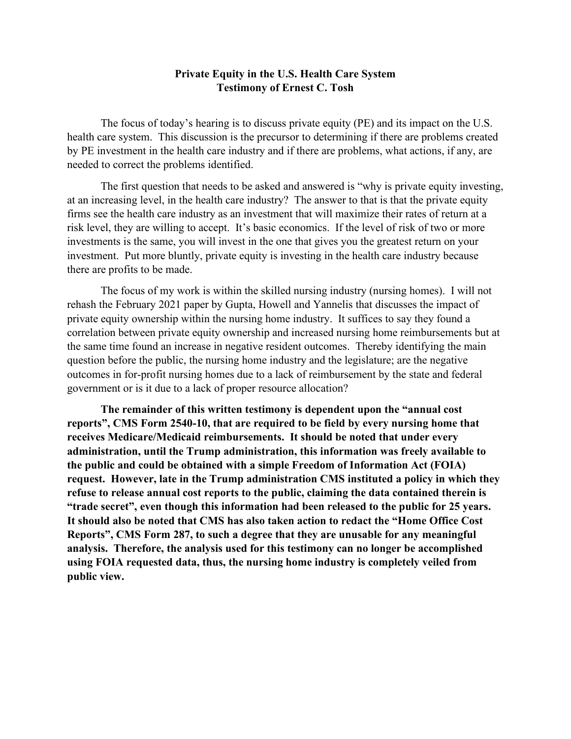**Private Equity in the U.S. Health Care System**
**Testimony of Ernest C. Tosh**

The focus of today's hearing is to discuss private equity (PE) and its impact on the U.S. health care system. This discussion is the precursor to determining if there are problems created by PE investment in the health care industry and if there are problems, what actions, if any, are needed to correct the problems identified.

The first question that needs to be asked and answered is "why is private equity investing, at an increasing level, in the health care industry? The answer to that is that the private equity firms see the health care industry as an investment that will maximize their rates of return at a risk level, they are willing to accept. It's basic economics. If the level of risk of two or more investments is the same, you will invest in the one that gives you the greatest return on your investment. Put more bluntly, private equity is investing in the health care industry because there are profits to be made.

The focus of my work is within the skilled nursing industry (nursing homes). I will not rehash the February 2021 paper by Gupta, Howell and Yannelis that discusses the impact of private equity ownership within the nursing home industry. It suffices to say they found a correlation between private equity ownership and increased nursing home reimbursements but at the same time found an increase in negative resident outcomes. Thereby identifying the main question before the public, the nursing home industry and the legislature; are the negative outcomes in for-profit nursing homes due to a lack of reimbursement by the state and federal government or is it due to a lack of proper resource allocation?

**The remainder of this written testimony is dependent upon the "annual cost reports", CMS Form 2540-10, that are required to be field by every nursing home that receives Medicare/Medicaid reimbursements. It should be noted that under every administration, until the Trump administration, this information was freely available to the public and could be obtained with a simple Freedom of Information Act (FOIA) request. However, late in the Trump administration CMS instituted a policy in which they refuse to release annual cost reports to the public, claiming the data contained therein is "trade secret", even though this information had been released to the public for 25 years. It should also be noted that CMS has also taken action to redact the "Home Office Cost Reports", CMS Form 287, to such a degree that they are unusable for any meaningful analysis. Therefore, the analysis used for this testimony can no longer be accomplished using FOIA requested data, thus, the nursing home industry is completely veiled from public view.**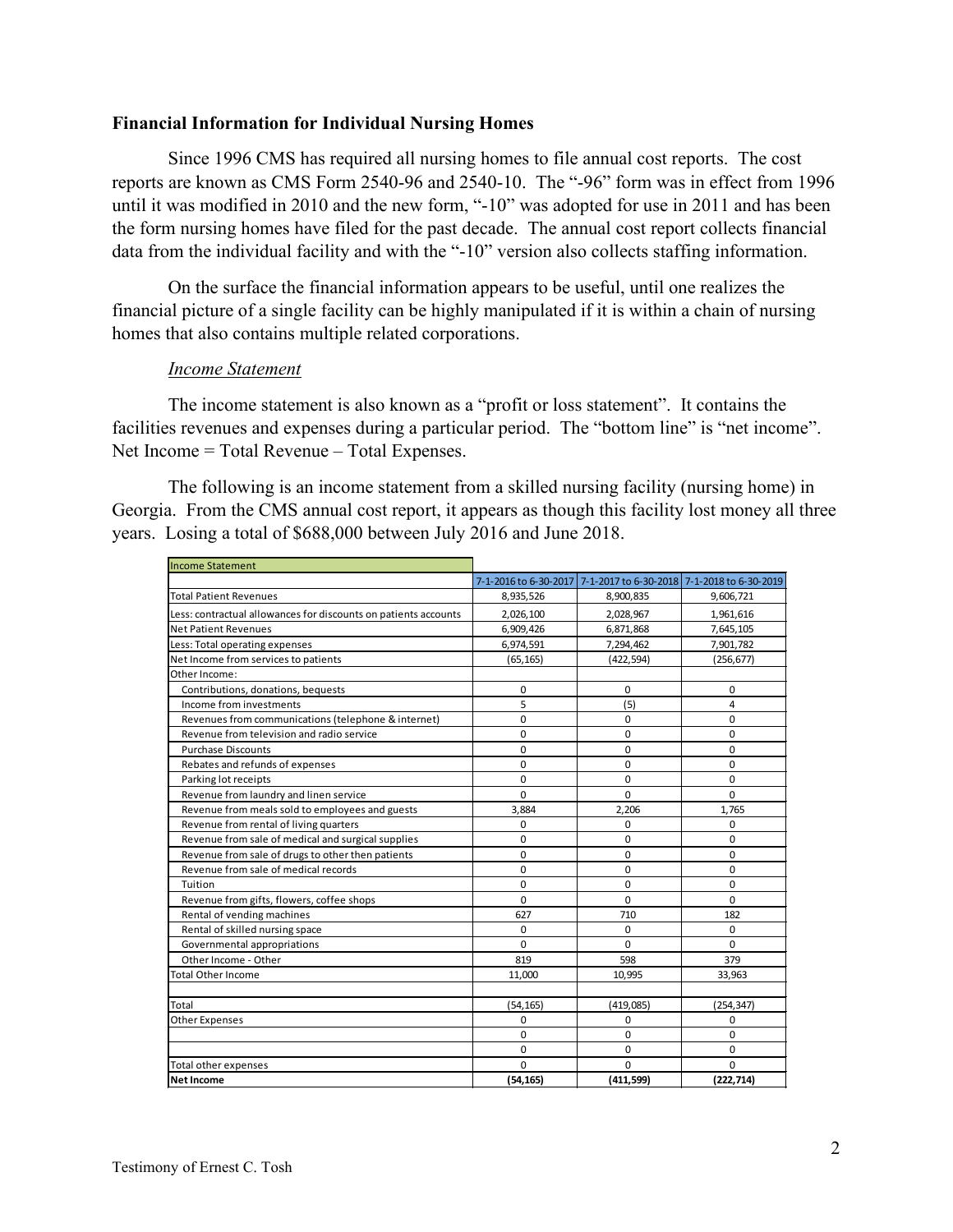**Financial Information for Individual Nursing Homes**

Since 1996 CMS has required all nursing homes to file annual cost reports. The cost reports are known as CMS Form 2540-96 and 2540-10. The "-96" form was in effect from 1996 until it was modified in 2010 and the new form, "-10" was adopted for use in 2011 and has been the form nursing homes have filed for the past decade. The annual cost report collects financial data from the individual facility and with the "-10" version also collects staffing information.

On the surface the financial information appears to be useful, until one realizes the financial picture of a single facility can be highly manipulated if it is within a chain of nursing homes that also contains multiple related corporations.

*Income Statement*

The income statement is also known as a "profit or loss statement". It contains the facilities revenues and expenses during a particular period. The "bottom line" is "net income". Net Income = Total Revenue – Total Expenses.

The following is an income statement from a skilled nursing facility (nursing home) in Georgia. From the CMS annual cost report, it appears as though this facility lost money all three years. Losing a total of $688,000 between July 2016 and June 2018.

| Income Statement | | | |
|---|---|---|---|
| | 7-1-2016 to 6-30-2017 | 7-1-2017 to 6-30-2018 | 7-1-2018 to 6-30-2019 |
| Total Patient Revenues | 8,935,526 | 8,900,835 | 9,606,721 |
| Less: contractual allowances for discounts on patients accounts | 2,026,100 | 2,028,967 | 1,961,616 |
| Net Patient Revenues | 6,909,426 | 6,871,868 | 7,645,105 |
| Less: Total operating expenses | 6,974,591 | 7,294,462 | 7,901,782 |
| Net Income from services to patients | (65,165) | (422,594) | (256,677) |
| Other Income: | | | |
| Contributions, donations, bequests | 0 | 0 | 0 |
| Income from investments | 5 | (5) | 4 |
| Revenues from communications (telephone & internet) | 0 | 0 | 0 |
| Revenue from television and radio service | 0 | 0 | 0 |
| Purchase Discounts | 0 | 0 | 0 |
| Rebates and refunds of expenses | 0 | 0 | 0 |
| Parking lot receipts | 0 | 0 | 0 |
| Revenue from laundry and linen service | 0 | 0 | 0 |
| Revenue from meals sold to employees and guests | 3,884 | 2,206 | 1,765 |
| Revenue from rental of living quarters | 0 | 0 | 0 |
| Revenue from sale of medical and surgical supplies | 0 | 0 | 0 |
| Revenue from sale of drugs to other then patients | 0 | 0 | 0 |
| Revenue from sale of medical records | 0 | 0 | 0 |
| Tuition | 0 | 0 | 0 |
| Revenue from gifts, flowers, coffee shops | 0 | 0 | 0 |
| Rental of vending machines | 627 | 710 | 182 |
| Rental of skilled nursing space | 0 | 0 | 0 |
| Governmental appropriations | 0 | 0 | 0 |
| Other Income - Other | 819 | 598 | 379 |
| Total Other Income | 11,000 | 10,995 | 33,963 |
| | | | |
| Total | (54,165) | (419,085) | (254,347) |
| Other Expenses | 0 | 0 | 0 |
| | 0 | 0 | 0 |
| | 0 | 0 | 0 |
| Total other expenses | 0 | 0 | 0 |
| **Net Income** | **(54,165)** | **(411,599)** | **(222,714)** |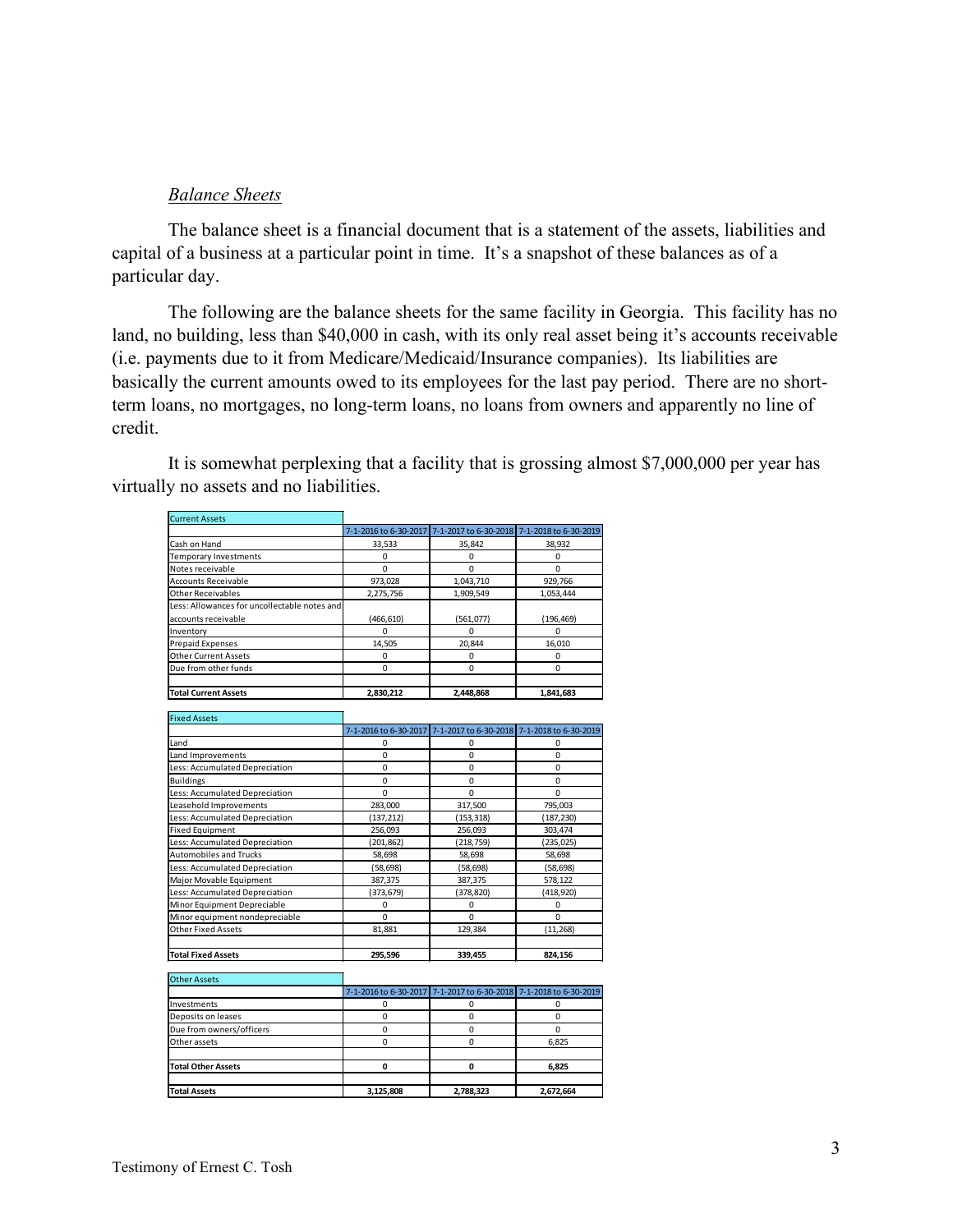*Balance Sheets*

The balance sheet is a financial document that is a statement of the assets, liabilities and capital of a business at a particular point in time. It's a snapshot of these balances as of a particular day.

The following are the balance sheets for the same facility in Georgia. This facility has no land, no building, less than $40,000 in cash, with its only real asset being it's accounts receivable (i.e. payments due to it from Medicare/Medicaid/Insurance companies). Its liabilities are basically the current amounts owed to its employees for the last pay period. There are no short-term loans, no mortgages, no long-term loans, no loans from owners and apparently no line of credit.

It is somewhat perplexing that a facility that is grossing almost $7,000,000 per year has virtually no assets and no liabilities.

| Current Assets | 7-1-2016 to 6-30-2017 | 7-1-2017 to 6-30-2018 | 7-1-2018 to 6-30-2019 |
|---|---|---|---|
| Cash on Hand | 33,533 | 35,842 | 38,932 |
| Temporary Investments | 0 | 0 | 0 |
| Notes receivable | 0 | 0 | 0 |
| Accounts Receivable | 973,028 | 1,043,710 | 929,766 |
| Other Receivables | 2,275,756 | 1,909,549 | 1,053,444 |
| Less: Allowances for uncollectable notes and accounts receivable | (466,610) | (561,077) | (196,469) |
| Inventory | 0 | 0 | 0 |
| Prepaid Expenses | 14,505 | 20,844 | 16,010 |
| Other Current Assets | 0 | 0 | 0 |
| Due from other funds | 0 | 0 | 0 |
| | | | |
| **Total Current Assets** | **2,830,212** | **2,448,868** | **1,841,683** |

| Fixed Assets | 7-1-2016 to 6-30-2017 | 7-1-2017 to 6-30-2018 | 7-1-2018 to 6-30-2019 |
|---|---|---|---|
| Land | 0 | 0 | 0 |
| Land Improvements | 0 | 0 | 0 |
| Less: Accumulated Depreciation | 0 | 0 | 0 |
| Buildings | 0 | 0 | 0 |
| Less: Accumulated Depreciation | 0 | 0 | 0 |
| Leasehold Improvements | 283,000 | 317,500 | 795,003 |
| Less: Accumulated Depreciation | (137,212) | (153,318) | (187,230) |
| Fixed Equipment | 256,093 | 256,093 | 303,474 |
| Less: Accumulated Depreciation | (201,862) | (218,759) | (235,025) |
| Automobiles and Trucks | 58,698 | 58,698 | 58,698 |
| Less: Accumulated Depreciation | (58,698) | (58,698) | (58,698) |
| Major Movable Equipment | 387,375 | 387,375 | 578,122 |
| Less: Accumulated Depreciation | (373,679) | (378,820) | (418,920) |
| Minor Equipment Depreciable | 0 | 0 | 0 |
| Minor equipment nondepreciable | 0 | 0 | 0 |
| Other Fixed Assets | 81,881 | 129,384 | (11,268) |
| | | | |
| **Total Fixed Assets** | **295,596** | **339,455** | **824,156** |

| Other Assets | 7-1-2016 to 6-30-2017 | 7-1-2017 to 6-30-2018 | 7-1-2018 to 6-30-2019 |
|---|---|---|---|
| Investments | 0 | 0 | 0 |
| Deposits on leases | 0 | 0 | 0 |
| Due from owners/officers | 0 | 0 | 0 |
| Other assets | 0 | 0 | 6,825 |
| | | | |
| **Total Other Assets** | **0** | **0** | **6,825** |
| | | | |
| **Total Assets** | **3,125,808** | **2,788,323** | **2,672,664** |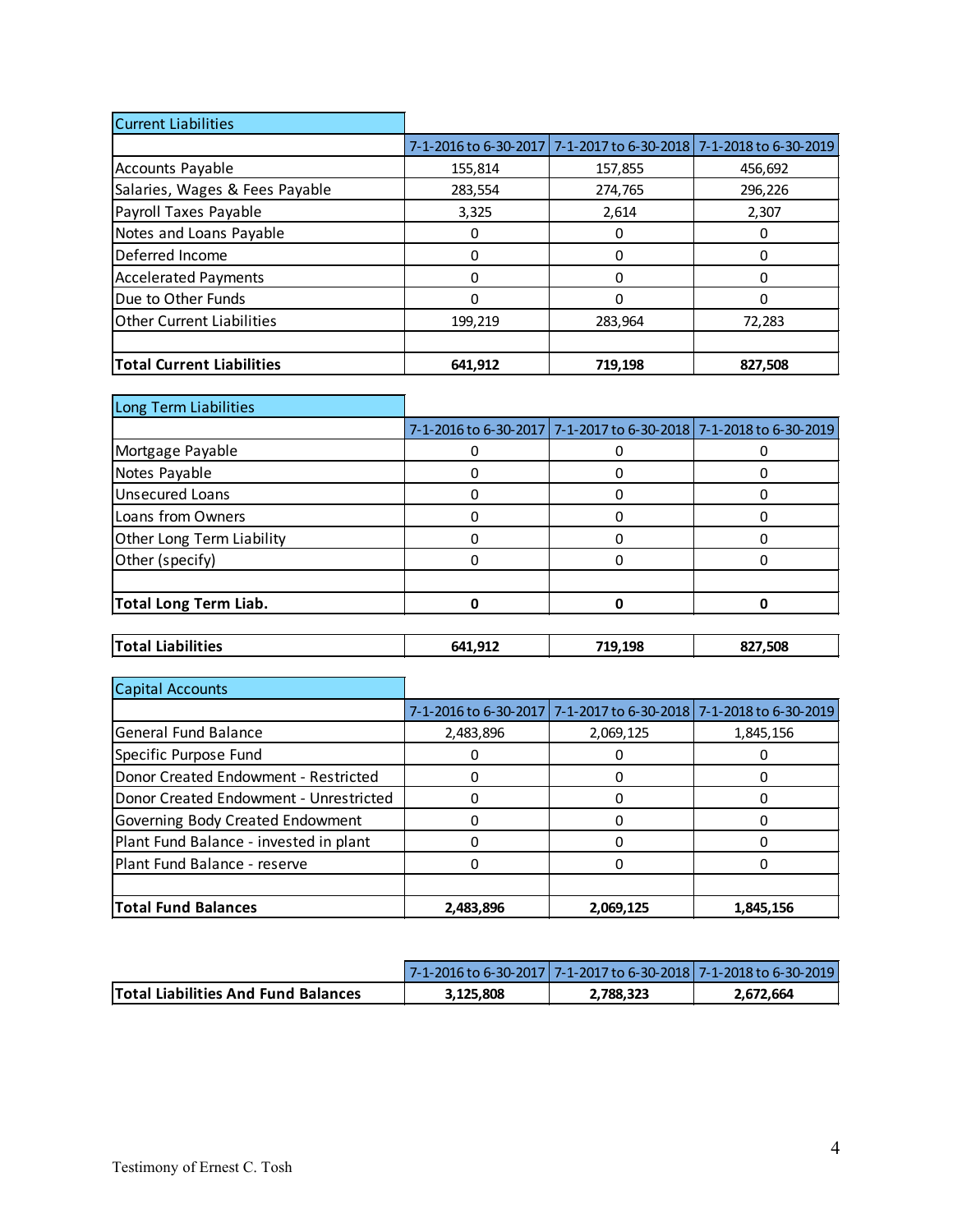| Current Liabilities | 7-1-2016 to 6-30-2017 | 7-1-2017 to 6-30-2018 | 7-1-2018 to 6-30-2019 |
|---|---|---|---|
| Accounts Payable | 155,814 | 157,855 | 456,692 |
| Salaries, Wages & Fees Payable | 283,554 | 274,765 | 296,226 |
| Payroll Taxes Payable | 3,325 | 2,614 | 2,307 |
| Notes and Loans Payable | 0 | 0 | 0 |
| Deferred Income | 0 | 0 | 0 |
| Accelerated Payments | 0 | 0 | 0 |
| Due to Other Funds | 0 | 0 | 0 |
| Other Current Liabilities | 199,219 | 283,964 | 72,283 |
| | | | |
| **Total Current Liabilities** | **641,912** | **719,198** | **827,508** |

| Long Term Liabilities | 7-1-2016 to 6-30-2017 | 7-1-2017 to 6-30-2018 | 7-1-2018 to 6-30-2019 |
|---|---|---|---|
| Mortgage Payable | 0 | 0 | 0 |
| Notes Payable | 0 | 0 | 0 |
| Unsecured Loans | 0 | 0 | 0 |
| Loans from Owners | 0 | 0 | 0 |
| Other Long Term Liability | 0 | 0 | 0 |
| Other (specify) | 0 | 0 | 0 |
| | | | |
| **Total Long Term Liab.** | **0** | **0** | **0** |

| | | | |
|---|---|---|---|
| **Total Liabilities** | **641,912** | **719,198** | **827,508** |

| Capital Accounts | 7-1-2016 to 6-30-2017 | 7-1-2017 to 6-30-2018 | 7-1-2018 to 6-30-2019 |
|---|---|---|---|
| General Fund Balance | 2,483,896 | 2,069,125 | 1,845,156 |
| Specific Purpose Fund | 0 | 0 | 0 |
| Donor Created Endowment - Restricted | 0 | 0 | 0 |
| Donor Created Endowment - Unrestricted | 0 | 0 | 0 |
| Governing Body Created Endowment | 0 | 0 | 0 |
| Plant Fund Balance - invested in plant | 0 | 0 | 0 |
| Plant Fund Balance - reserve | 0 | 0 | 0 |
| | | | |
| **Total Fund Balances** | **2,483,896** | **2,069,125** | **1,845,156** |

| | 7-1-2016 to 6-30-2017 | 7-1-2017 to 6-30-2018 | 7-1-2018 to 6-30-2019 |
|---|---|---|---|
| **Total Liabilities And Fund Balances** | **3,125,808** | **2,788,323** | **2,672,664** |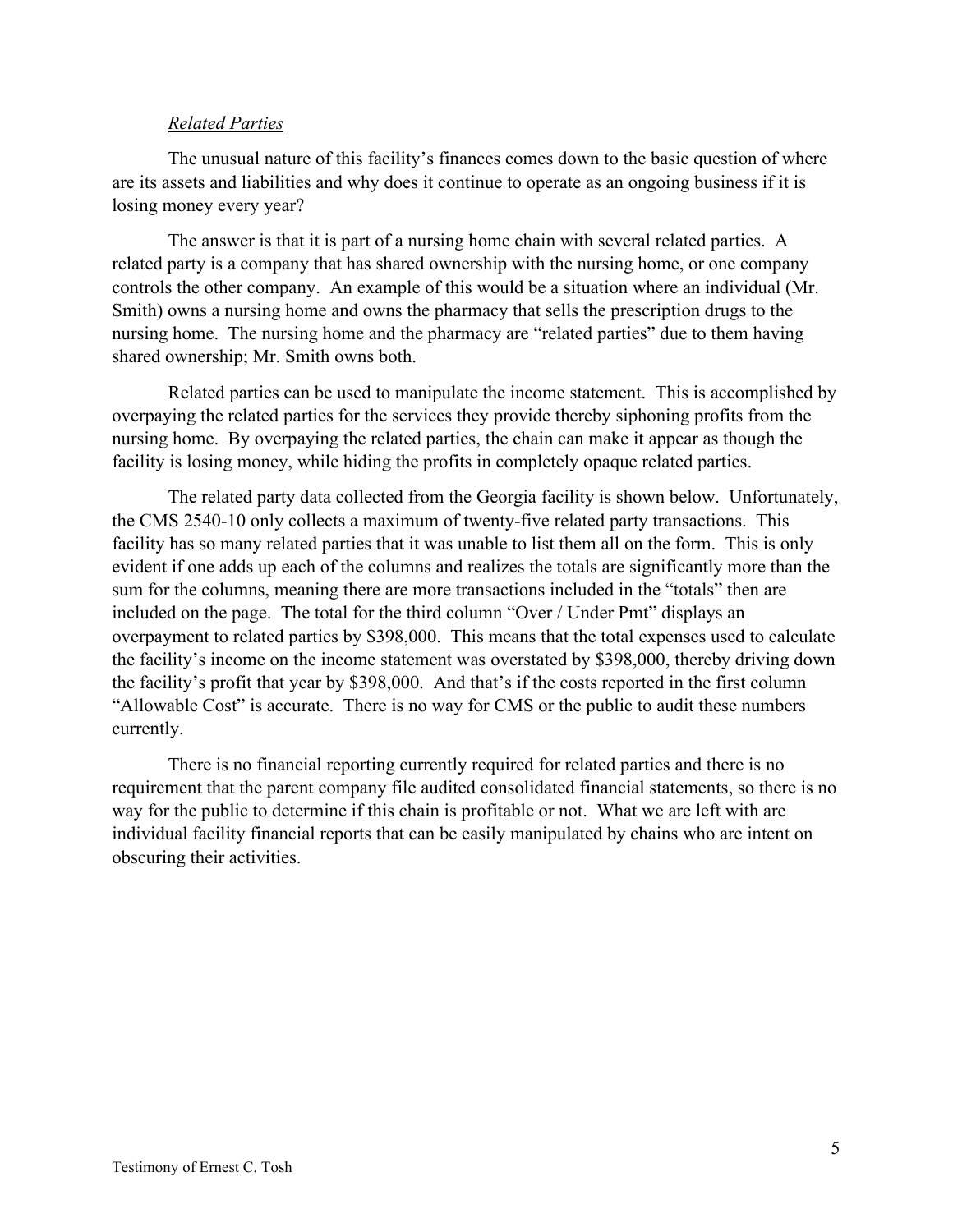*Related Parties*

The unusual nature of this facility's finances comes down to the basic question of where are its assets and liabilities and why does it continue to operate as an ongoing business if it is losing money every year?

The answer is that it is part of a nursing home chain with several related parties. A related party is a company that has shared ownership with the nursing home, or one company controls the other company. An example of this would be a situation where an individual (Mr. Smith) owns a nursing home and owns the pharmacy that sells the prescription drugs to the nursing home. The nursing home and the pharmacy are "related parties" due to them having shared ownership; Mr. Smith owns both.

Related parties can be used to manipulate the income statement. This is accomplished by overpaying the related parties for the services they provide thereby siphoning profits from the nursing home. By overpaying the related parties, the chain can make it appear as though the facility is losing money, while hiding the profits in completely opaque related parties.

The related party data collected from the Georgia facility is shown below. Unfortunately, the CMS 2540-10 only collects a maximum of twenty-five related party transactions. This facility has so many related parties that it was unable to list them all on the form. This is only evident if one adds up each of the columns and realizes the totals are significantly more than the sum for the columns, meaning there are more transactions included in the "totals" then are included on the page. The total for the third column "Over / Under Pmt" displays an overpayment to related parties by $398,000. This means that the total expenses used to calculate the facility's income on the income statement was overstated by $398,000, thereby driving down the facility's profit that year by $398,000. And that's if the costs reported in the first column "Allowable Cost" is accurate. There is no way for CMS or the public to audit these numbers currently.

There is no financial reporting currently required for related parties and there is no requirement that the parent company file audited consolidated financial statements, so there is no way for the public to determine if this chain is profitable or not. What we are left with are individual facility financial reports that can be easily manipulated by chains who are intent on obscuring their activities.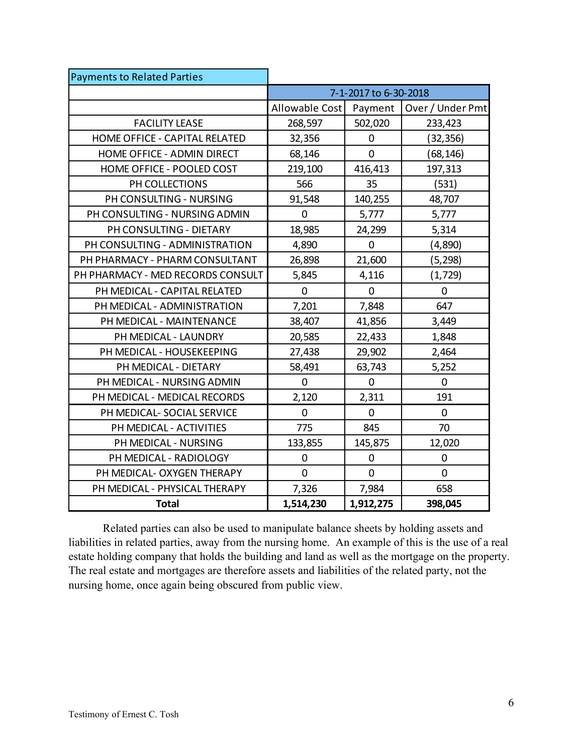| Payments to Related Parties | | | |
|---|---|---|---|
| | 7-1-2017 to 6-30-2018 | | |
| | Allowable Cost | Payment | Over / Under Pmt |
| FACILITY LEASE | 268,597 | 502,020 | 233,423 |
| HOME OFFICE - CAPITAL RELATED | 32,356 | 0 | (32,356) |
| HOME OFFICE - ADMIN DIRECT | 68,146 | 0 | (68,146) |
| HOME OFFICE - POOLED COST | 219,100 | 416,413 | 197,313 |
| PH COLLECTIONS | 566 | 35 | (531) |
| PH CONSULTING - NURSING | 91,548 | 140,255 | 48,707 |
| PH CONSULTING - NURSING ADMIN | 0 | 5,777 | 5,777 |
| PH CONSULTING - DIETARY | 18,985 | 24,299 | 5,314 |
| PH CONSULTING - ADMINISTRATION | 4,890 | 0 | (4,890) |
| PH PHARMACY - PHARM CONSULTANT | 26,898 | 21,600 | (5,298) |
| PH PHARMACY - MED RECORDS CONSULT | 5,845 | 4,116 | (1,729) |
| PH MEDICAL - CAPITAL RELATED | 0 | 0 | 0 |
| PH MEDICAL - ADMINISTRATION | 7,201 | 7,848 | 647 |
| PH MEDICAL - MAINTENANCE | 38,407 | 41,856 | 3,449 |
| PH MEDICAL - LAUNDRY | 20,585 | 22,433 | 1,848 |
| PH MEDICAL - HOUSEKEEPING | 27,438 | 29,902 | 2,464 |
| PH MEDICAL - DIETARY | 58,491 | 63,743 | 5,252 |
| PH MEDICAL - NURSING ADMIN | 0 | 0 | 0 |
| PH MEDICAL - MEDICAL RECORDS | 2,120 | 2,311 | 191 |
| PH MEDICAL- SOCIAL SERVICE | 0 | 0 | 0 |
| PH MEDICAL - ACTIVITIES | 775 | 845 | 70 |
| PH MEDICAL - NURSING | 133,855 | 145,875 | 12,020 |
| PH MEDICAL - RADIOLOGY | 0 | 0 | 0 |
| PH MEDICAL- OXYGEN THERAPY | 0 | 0 | 0 |
| PH MEDICAL - PHYSICAL THERAPY | 7,326 | 7,984 | 658 |
| **Total** | **1,514,230** | **1,912,275** | **398,045** |

Related parties can also be used to manipulate balance sheets by holding assets and liabilities in related parties, away from the nursing home. An example of this is the use of a real estate holding company that holds the building and land as well as the mortgage on the property. The real estate and mortgages are therefore assets and liabilities of the related party, not the nursing home, once again being obscured from public view.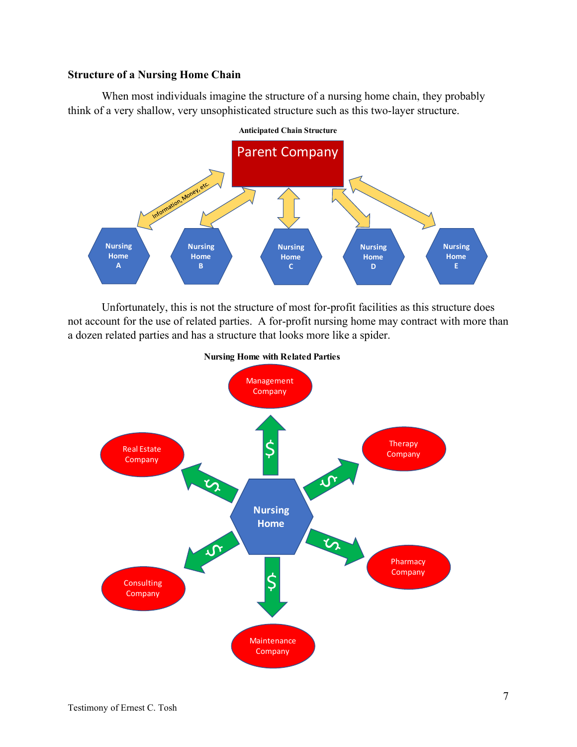**Structure of a Nursing Home Chain**

When most individuals imagine the structure of a nursing home chain, they probably think of a very shallow, very unsophisticated structure such as this two-layer structure.

**Anticipated Chain Structure**

Unfortunately, this is not the structure of most for-profit facilities as this structure does not account for the use of related parties. A for-profit nursing home may contract with more than a dozen related parties and has a structure that looks more like a spider.

**Nursing Home with Related Parties**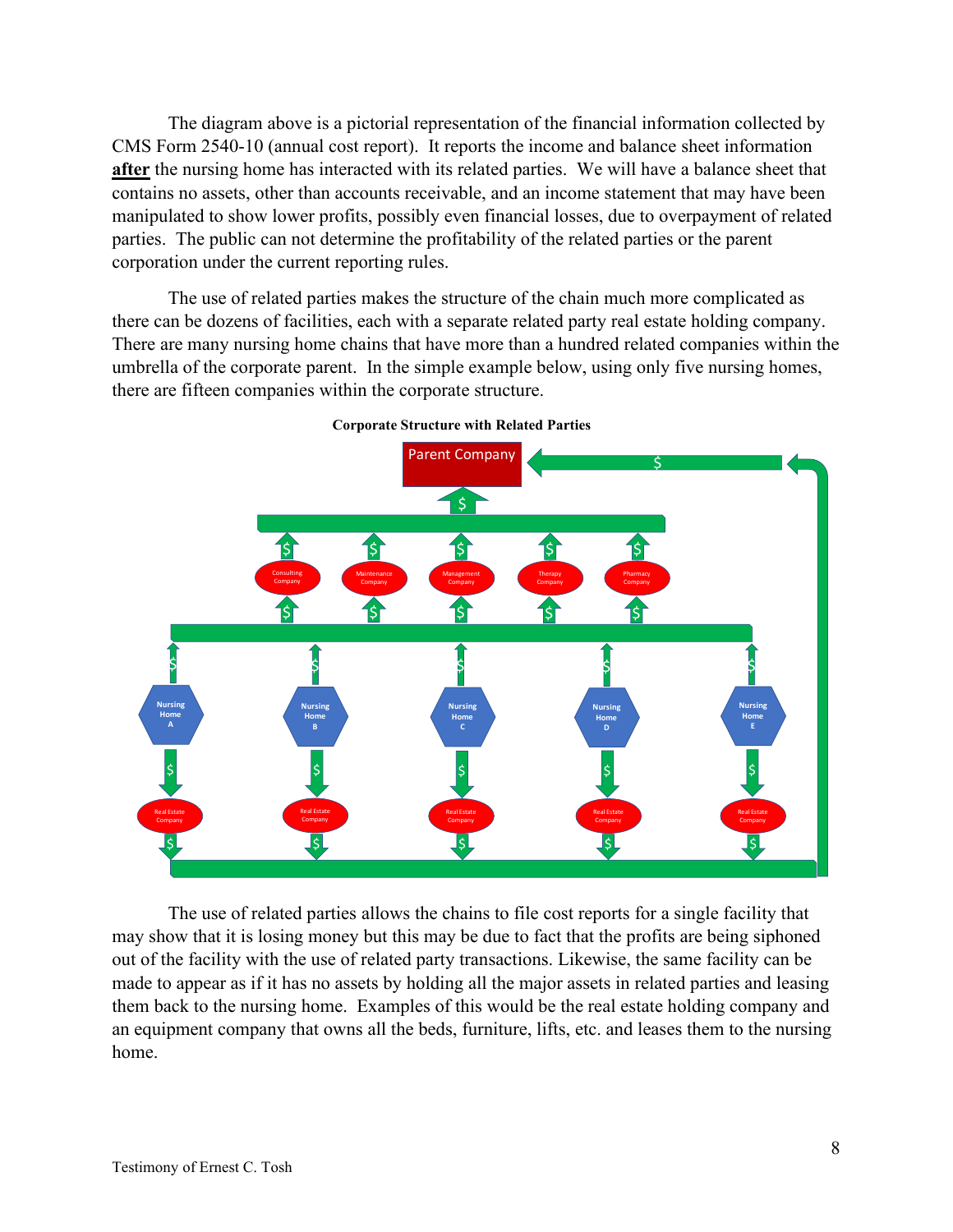The diagram above is a pictorial representation of the financial information collected by CMS Form 2540-10 (annual cost report). It reports the income and balance sheet information **after** the nursing home has interacted with its related parties. We will have a balance sheet that contains no assets, other than accounts receivable, and an income statement that may have been manipulated to show lower profits, possibly even financial losses, due to overpayment of related parties. The public can not determine the profitability of the related parties or the parent corporation under the current reporting rules.

The use of related parties makes the structure of the chain much more complicated as there can be dozens of facilities, each with a separate related party real estate holding company. There are many nursing home chains that have more than a hundred related companies within the umbrella of the corporate parent. In the simple example below, using only five nursing homes, there are fifteen companies within the corporate structure.

**Corporate Structure with Related Parties**

The use of related parties allows the chains to file cost reports for a single facility that may show that it is losing money but this may be due to fact that the profits are being siphoned out of the facility with the use of related party transactions. Likewise, the same facility can be made to appear as if it has no assets by holding all the major assets in related parties and leasing them back to the nursing home. Examples of this would be the real estate holding company and an equipment company that owns all the beds, furniture, lifts, etc. and leases them to the nursing home.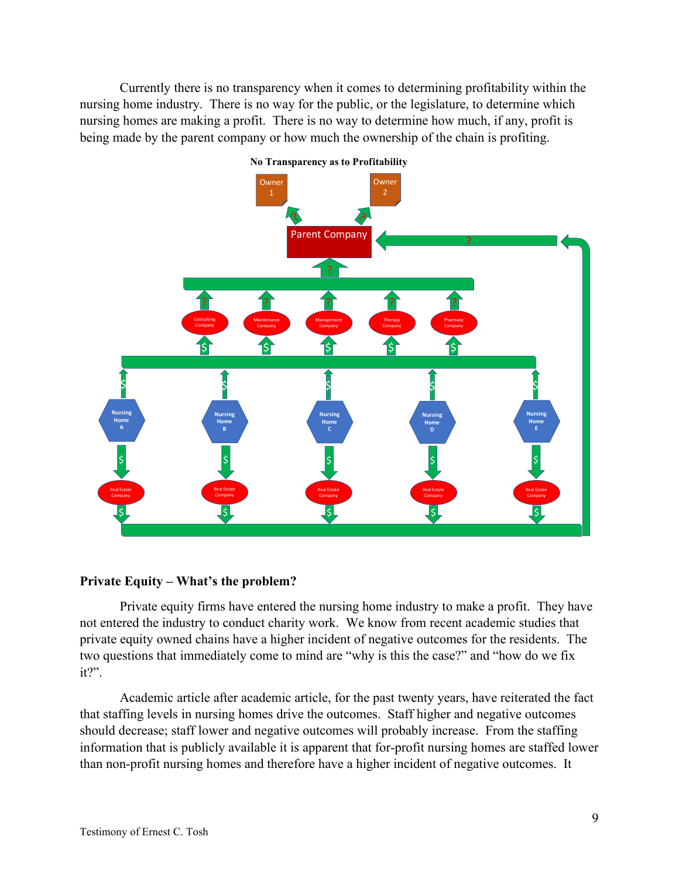Currently there is no transparency when it comes to determining profitability within the nursing home industry. There is no way for the public, or the legislature, to determine which nursing homes are making a profit. There is no way to determine how much, if any, profit is being made by the parent company or how much the ownership of the chain is profiting.

**No Transparency as to Profitability**

## Private Equity – What's the problem?

Private equity firms have entered the nursing home industry to make a profit. They have not entered the industry to conduct charity work. We know from recent academic studies that private equity owned chains have a higher incident of negative outcomes for the residents. The two questions that immediately come to mind are "why is this the case?" and "how do we fix it?".

Academic article after academic article, for the past twenty years, have reiterated the fact that staffing levels in nursing homes drive the outcomes. Staff higher and negative outcomes should decrease; staff lower and negative outcomes will probably increase. From the staffing information that is publicly available it is apparent that for-profit nursing homes are staffed lower than non-profit nursing homes and therefore have a higher incident of negative outcomes. It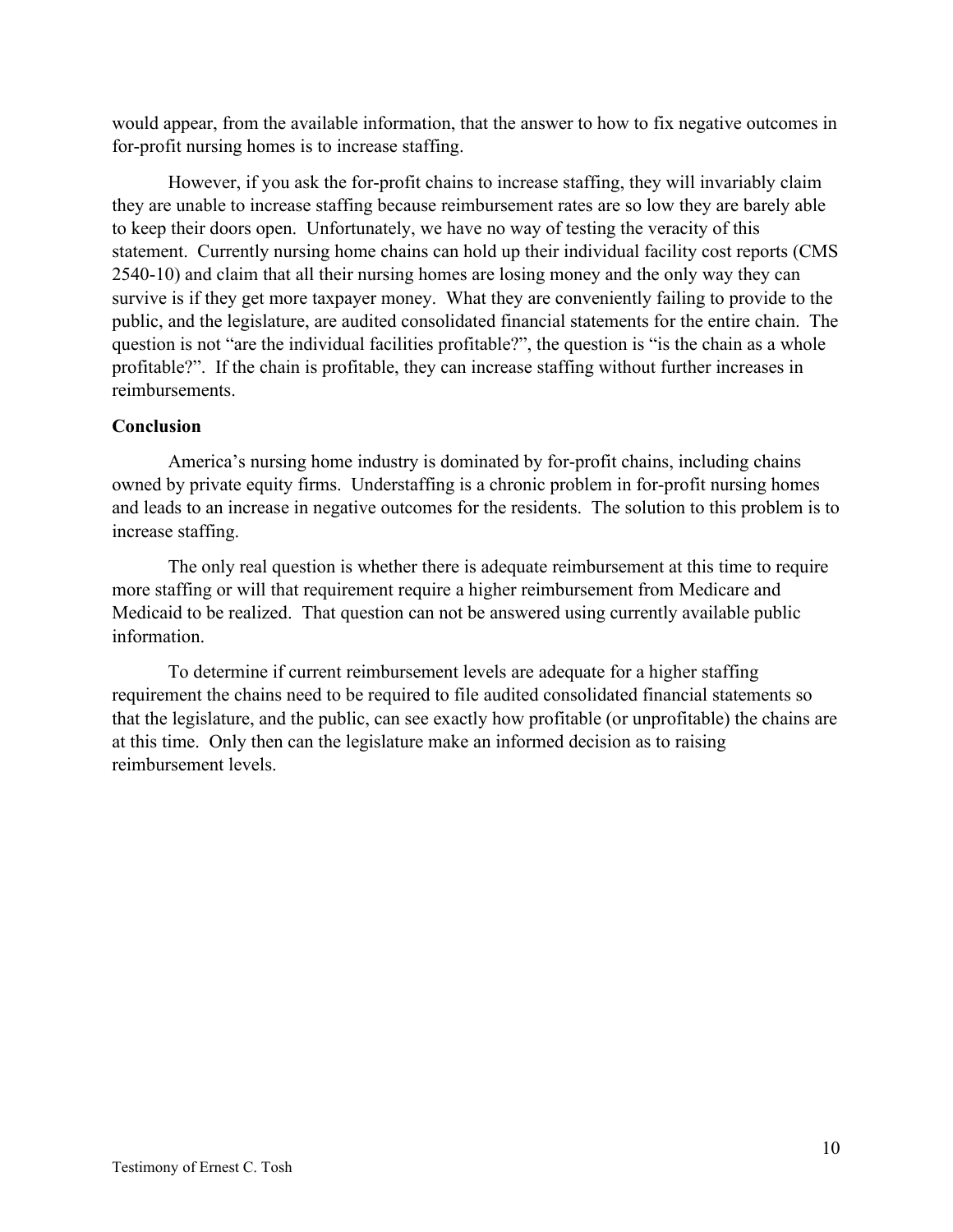would appear, from the available information, that the answer to how to fix negative outcomes in for-profit nursing homes is to increase staffing.

However, if you ask the for-profit chains to increase staffing, they will invariably claim they are unable to increase staffing because reimbursement rates are so low they are barely able to keep their doors open. Unfortunately, we have no way of testing the veracity of this statement. Currently nursing home chains can hold up their individual facility cost reports (CMS 2540-10) and claim that all their nursing homes are losing money and the only way they can survive is if they get more taxpayer money. What they are conveniently failing to provide to the public, and the legislature, are audited consolidated financial statements for the entire chain. The question is not "are the individual facilities profitable?", the question is "is the chain as a whole profitable?". If the chain is profitable, they can increase staffing without further increases in reimbursements.

**Conclusion**

America's nursing home industry is dominated by for-profit chains, including chains owned by private equity firms. Understaffing is a chronic problem in for-profit nursing homes and leads to an increase in negative outcomes for the residents. The solution to this problem is to increase staffing.

The only real question is whether there is adequate reimbursement at this time to require more staffing or will that requirement require a higher reimbursement from Medicare and Medicaid to be realized. That question can not be answered using currently available public information.

To determine if current reimbursement levels are adequate for a higher staffing requirement the chains need to be required to file audited consolidated financial statements so that the legislature, and the public, can see exactly how profitable (or unprofitable) the chains are at this time. Only then can the legislature make an informed decision as to raising reimbursement levels.